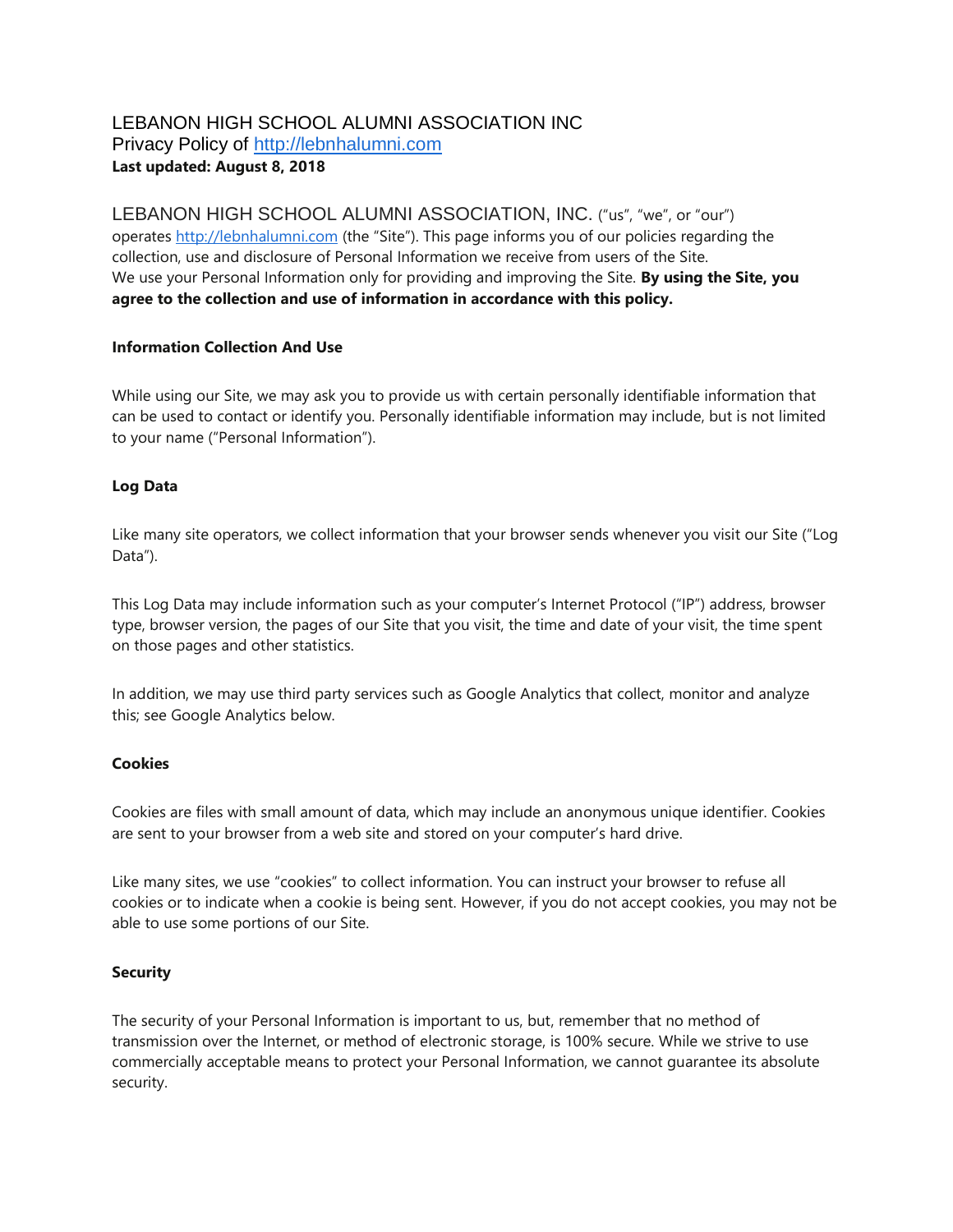# LEBANON HIGH SCHOOL ALUMNI ASSOCIATION INC

Privacy Policy of [http://lebnhalumni.com](http://lebnhalumni.com)

**Last updated: August 8, 2018**

LEBANON HIGH SCHOOL ALUMNI ASSOCIATION, INC. ("us", "we", or "our") operates [http://lebnhalumni.com](http://lebnhalumni.com) (the "Site"). This page informs you of our policies regarding the collection, use and disclosure of Personal Information we receive from users of the Site.
We use your Personal Information only for providing and improving the Site. **By using the Site, you agree to the collection and use of information in accordance with this policy.**

### Information Collection And Use

While using our Site, we may ask you to provide us with certain personally identifiable information that can be used to contact or identify you. Personally identifiable information may include, but is not limited to your name ("Personal Information").

### Log Data

Like many site operators, we collect information that your browser sends whenever you visit our Site ("Log Data").

This Log Data may include information such as your computer's Internet Protocol ("IP") address, browser type, browser version, the pages of our Site that you visit, the time and date of your visit, the time spent on those pages and other statistics.

In addition, we may use third party services such as Google Analytics that collect, monitor and analyze this; see Google Analytics below.

### Cookies

Cookies are files with small amount of data, which may include an anonymous unique identifier. Cookies are sent to your browser from a web site and stored on your computer's hard drive.

Like many sites, we use "cookies" to collect information. You can instruct your browser to refuse all cookies or to indicate when a cookie is being sent. However, if you do not accept cookies, you may not be able to use some portions of our Site.

### Security

The security of your Personal Information is important to us, but, remember that no method of transmission over the Internet, or method of electronic storage, is 100% secure. While we strive to use commercially acceptable means to protect your Personal Information, we cannot guarantee its absolute security.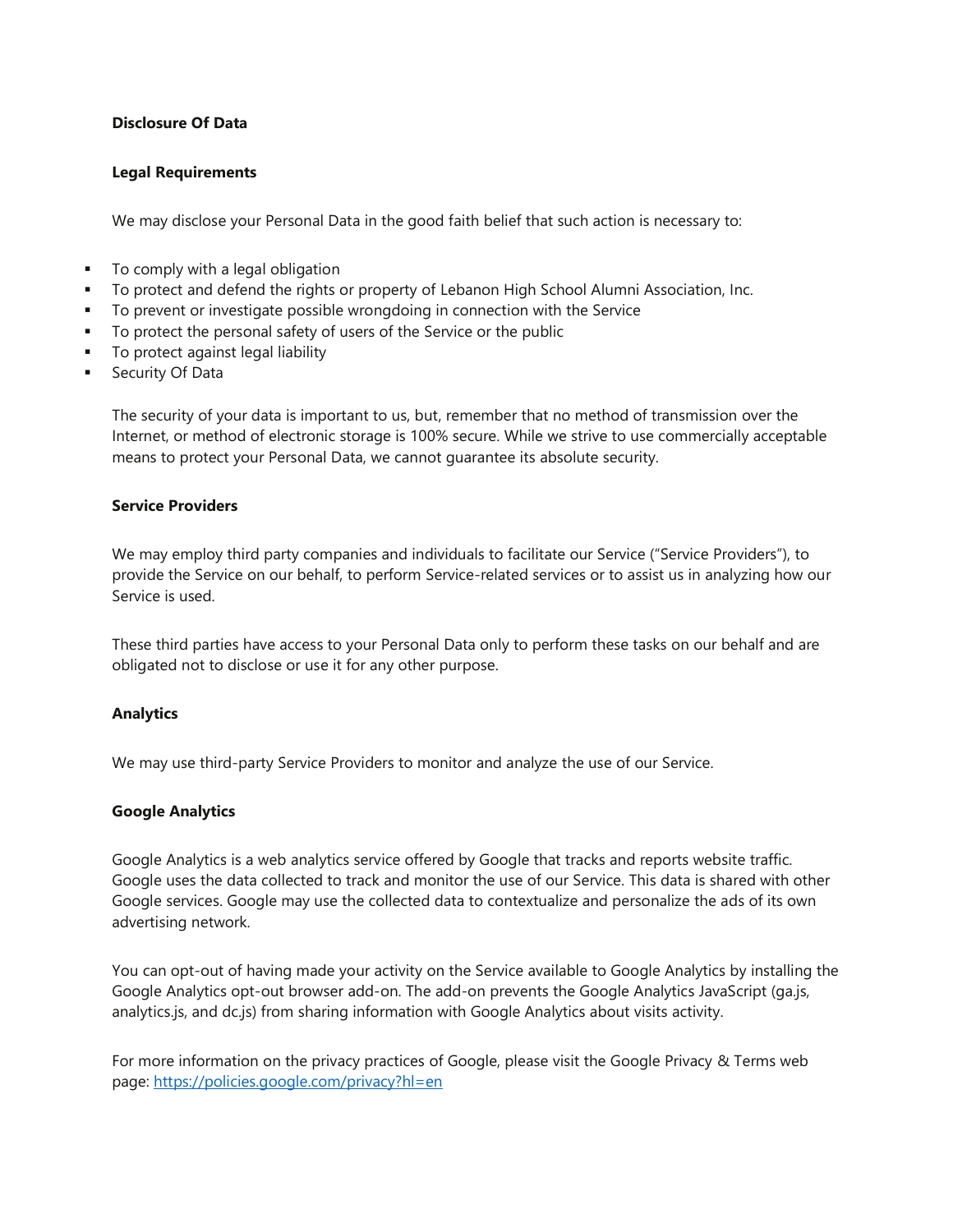**Disclosure Of Data**

**Legal Requirements**

We may disclose your Personal Data in the good faith belief that such action is necessary to:

- To comply with a legal obligation
- To protect and defend the rights or property of Lebanon High School Alumni Association, Inc.
- To prevent or investigate possible wrongdoing in connection with the Service
- To protect the personal safety of users of the Service or the public
- To protect against legal liability
- Security Of Data

The security of your data is important to us, but, remember that no method of transmission over the Internet, or method of electronic storage is 100% secure. While we strive to use commercially acceptable means to protect your Personal Data, we cannot guarantee its absolute security.

**Service Providers**

We may employ third party companies and individuals to facilitate our Service ("Service Providers"), to provide the Service on our behalf, to perform Service-related services or to assist us in analyzing how our Service is used.

These third parties have access to your Personal Data only to perform these tasks on our behalf and are obligated not to disclose or use it for any other purpose.

**Analytics**

We may use third-party Service Providers to monitor and analyze the use of our Service.

**Google Analytics**

Google Analytics is a web analytics service offered by Google that tracks and reports website traffic. Google uses the data collected to track and monitor the use of our Service. This data is shared with other Google services. Google may use the collected data to contextualize and personalize the ads of its own advertising network.

You can opt-out of having made your activity on the Service available to Google Analytics by installing the Google Analytics opt-out browser add-on. The add-on prevents the Google Analytics JavaScript (ga.js, analytics.js, and dc.js) from sharing information with Google Analytics about visits activity.

For more information on the privacy practices of Google, please visit the Google Privacy & Terms web page: https://policies.google.com/privacy?hl=en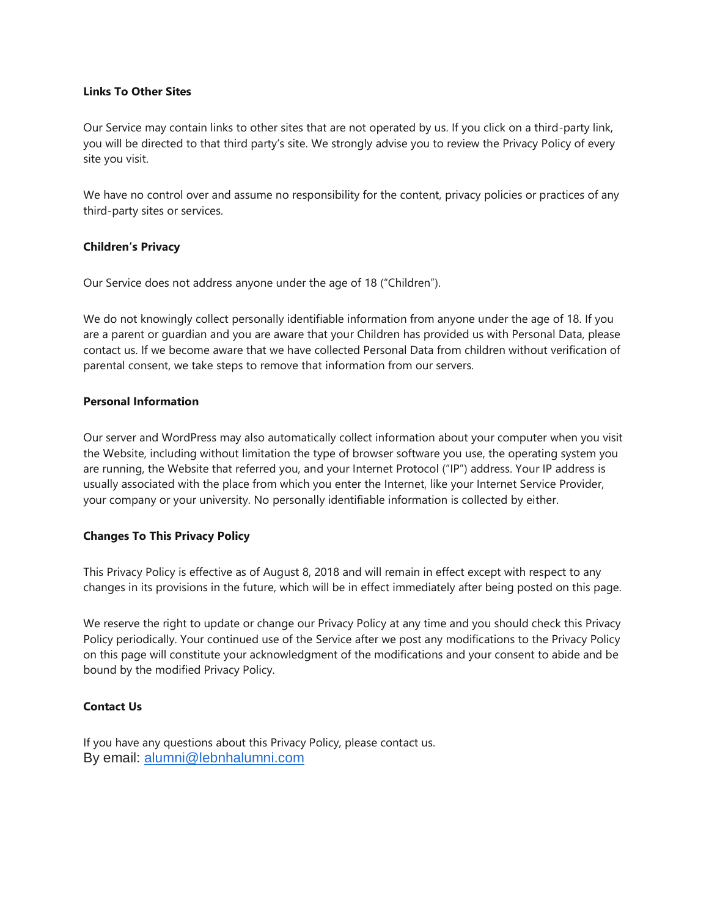**Links To Other Sites**

Our Service may contain links to other sites that are not operated by us. If you click on a third-party link, you will be directed to that third party's site. We strongly advise you to review the Privacy Policy of every site you visit.

We have no control over and assume no responsibility for the content, privacy policies or practices of any third-party sites or services.

**Children's Privacy**

Our Service does not address anyone under the age of 18 ("Children").

We do not knowingly collect personally identifiable information from anyone under the age of 18. If you are a parent or guardian and you are aware that your Children has provided us with Personal Data, please contact us. If we become aware that we have collected Personal Data from children without verification of parental consent, we take steps to remove that information from our servers.

**Personal Information**

Our server and WordPress may also automatically collect information about your computer when you visit the Website, including without limitation the type of browser software you use, the operating system you are running, the Website that referred you, and your Internet Protocol ("IP") address. Your IP address is usually associated with the place from which you enter the Internet, like your Internet Service Provider, your company or your university. No personally identifiable information is collected by either.

**Changes To This Privacy Policy**

This Privacy Policy is effective as of August 8, 2018 and will remain in effect except with respect to any changes in its provisions in the future, which will be in effect immediately after being posted on this page.

We reserve the right to update or change our Privacy Policy at any time and you should check this Privacy Policy periodically. Your continued use of the Service after we post any modifications to the Privacy Policy on this page will constitute your acknowledgment of the modifications and your consent to abide and be bound by the modified Privacy Policy.

**Contact Us**

If you have any questions about this Privacy Policy, please contact us.
By email: alumni@lebnhalumni.com